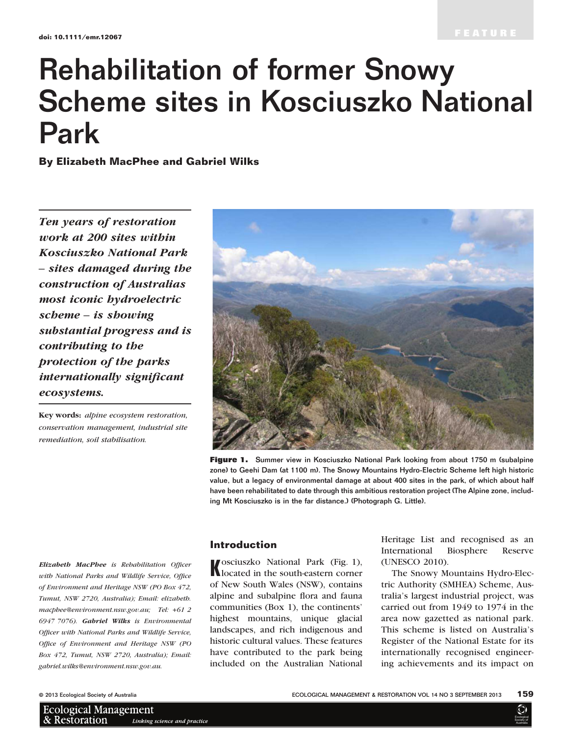doi: 10.1111/emr.12067

FEATURE

# Rehabilitation of former Snowy Scheme sites in Kosciuszko National Park

**By Elizabeth MacPhee and Gabriel Wilks**

***Ten years of restoration work at 200 sites within Kosciuszko National Park – sites damaged during the construction of Australias most iconic hydroelectric scheme – is showing substantial progress and is contributing to the protection of the parks internationally significant ecosystems.***

**Key words:** *alpine ecosystem restoration, conservation management, industrial site remediation, soil stabilisation.*

**Figure 1.** Summer view in Kosciuszko National Park looking from about 1750 m (subalpine zone) to Geehi Dam (at 1100 m). The Snowy Mountains Hydro-Electric Scheme left high historic value, but a legacy of environmental damage at about 400 sites in the park, of which about half have been rehabilitated to date through this ambitious restoration project (The Alpine zone, including Mt Kosciuszko is in the far distance.) (Photograph G. Little).

*Elizabeth MacPhee is Rehabilitation Officer with National Parks and Wildlife Service, Office of Environment and Heritage NSW (PO Box 472, Tumut, NSW 2720, Australia); Email: elizabeth.macphee@environment.nsw.gov.au; Tel: +61 2 6947 7076).* ***Gabriel Wilks*** *is Environmental Officer with National Parks and Wildlife Service, Office of Environment and Heritage NSW (PO Box 472, Tumut, NSW 2720, Australia); Email: gabriel.wilks@environment.nsw.gov.au.*

## Introduction

Kosciuszko National Park (Fig. 1), located in the south-eastern corner of New South Wales (NSW), contains alpine and subalpine flora and fauna communities (Box 1), the continents' highest mountains, unique glacial landscapes, and rich indigenous and historic cultural values. These features have contributed to the park being included on the Australian National Heritage List and recognised as an International Biosphere Reserve (UNESCO 2010).

The Snowy Mountains Hydro-Electric Authority (SMHEA) Scheme, Australia's largest industrial project, was carried out from 1949 to 1974 in the area now gazetted as national park. This scheme is listed on Australia's Register of the National Estate for its internationally recognised engineering achievements and its impact on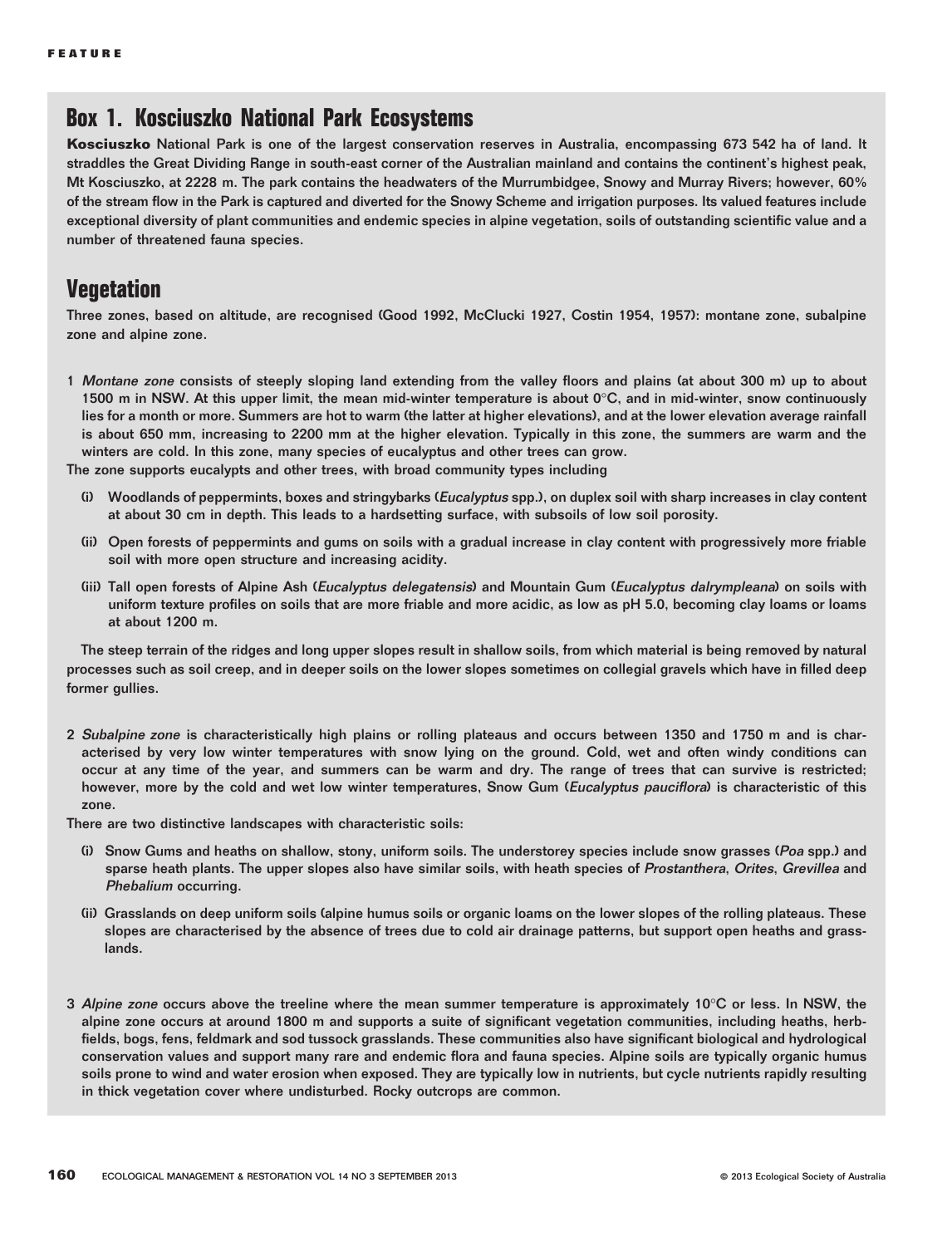## Box 1. Kosciuszko National Park Ecosystems

**Kosciuszko** National Park is one of the largest conservation reserves in Australia, encompassing 673 542 ha of land. It straddles the Great Dividing Range in south-east corner of the Australian mainland and contains the continent's highest peak, Mt Kosciuszko, at 2228 m. The park contains the headwaters of the Murrumbidgee, Snowy and Murray Rivers; however, 60% of the stream flow in the Park is captured and diverted for the Snowy Scheme and irrigation purposes. Its valued features include exceptional diversity of plant communities and endemic species in alpine vegetation, soils of outstanding scientific value and a number of threatened fauna species.

## Vegetation

Three zones, based on altitude, are recognised (Good 1992, McClucki 1927, Costin 1954, 1957): montane zone, subalpine zone and alpine zone.

1 *Montane zone* consists of steeply sloping land extending from the valley floors and plains (at about 300 m) up to about 1500 m in NSW. At this upper limit, the mean mid-winter temperature is about 0°C, and in mid-winter, snow continuously lies for a month or more. Summers are hot to warm (the latter at higher elevations), and at the lower elevation average rainfall is about 650 mm, increasing to 2200 mm at the higher elevation. Typically in this zone, the summers are warm and the winters are cold. In this zone, many species of eucalyptus and other trees can grow.

The zone supports eucalypts and other trees, with broad community types including

(i) Woodlands of peppermints, boxes and stringybarks (*Eucalyptus* spp.), on duplex soil with sharp increases in clay content at about 30 cm in depth. This leads to a hardsetting surface, with subsoils of low soil porosity.

(ii) Open forests of peppermints and gums on soils with a gradual increase in clay content with progressively more friable soil with more open structure and increasing acidity.

(iii) Tall open forests of Alpine Ash (*Eucalyptus delegatensis*) and Mountain Gum (*Eucalyptus dalrympleana*) on soils with uniform texture profiles on soils that are more friable and more acidic, as low as pH 5.0, becoming clay loams or loams at about 1200 m.

The steep terrain of the ridges and long upper slopes result in shallow soils, from which material is being removed by natural processes such as soil creep, and in deeper soils on the lower slopes sometimes on collegial gravels which have in filled deep former gullies.

2 *Subalpine zone* is characteristically high plains or rolling plateaus and occurs between 1350 and 1750 m and is characterised by very low winter temperatures with snow lying on the ground. Cold, wet and often windy conditions can occur at any time of the year, and summers can be warm and dry. The range of trees that can survive is restricted; however, more by the cold and wet low winter temperatures, Snow Gum (*Eucalyptus pauciflora*) is characteristic of this zone.

There are two distinctive landscapes with characteristic soils:

(i) Snow Gums and heaths on shallow, stony, uniform soils. The understorey species include snow grasses (*Poa* spp.) and sparse heath plants. The upper slopes also have similar soils, with heath species of *Prostanthera*, *Orites*, *Grevillea* and *Phebalium* occurring.

(ii) Grasslands on deep uniform soils (alpine humus soils or organic loams on the lower slopes of the rolling plateaus. These slopes are characterised by the absence of trees due to cold air drainage patterns, but support open heaths and grasslands.

3 *Alpine zone* occurs above the treeline where the mean summer temperature is approximately 10°C or less. In NSW, the alpine zone occurs at around 1800 m and supports a suite of significant vegetation communities, including heaths, herbfields, bogs, fens, feldmark and sod tussock grasslands. These communities also have significant biological and hydrological conservation values and support many rare and endemic flora and fauna species. Alpine soils are typically organic humus soils prone to wind and water erosion when exposed. They are typically low in nutrients, but cycle nutrients rapidly resulting in thick vegetation cover where undisturbed. Rocky outcrops are common.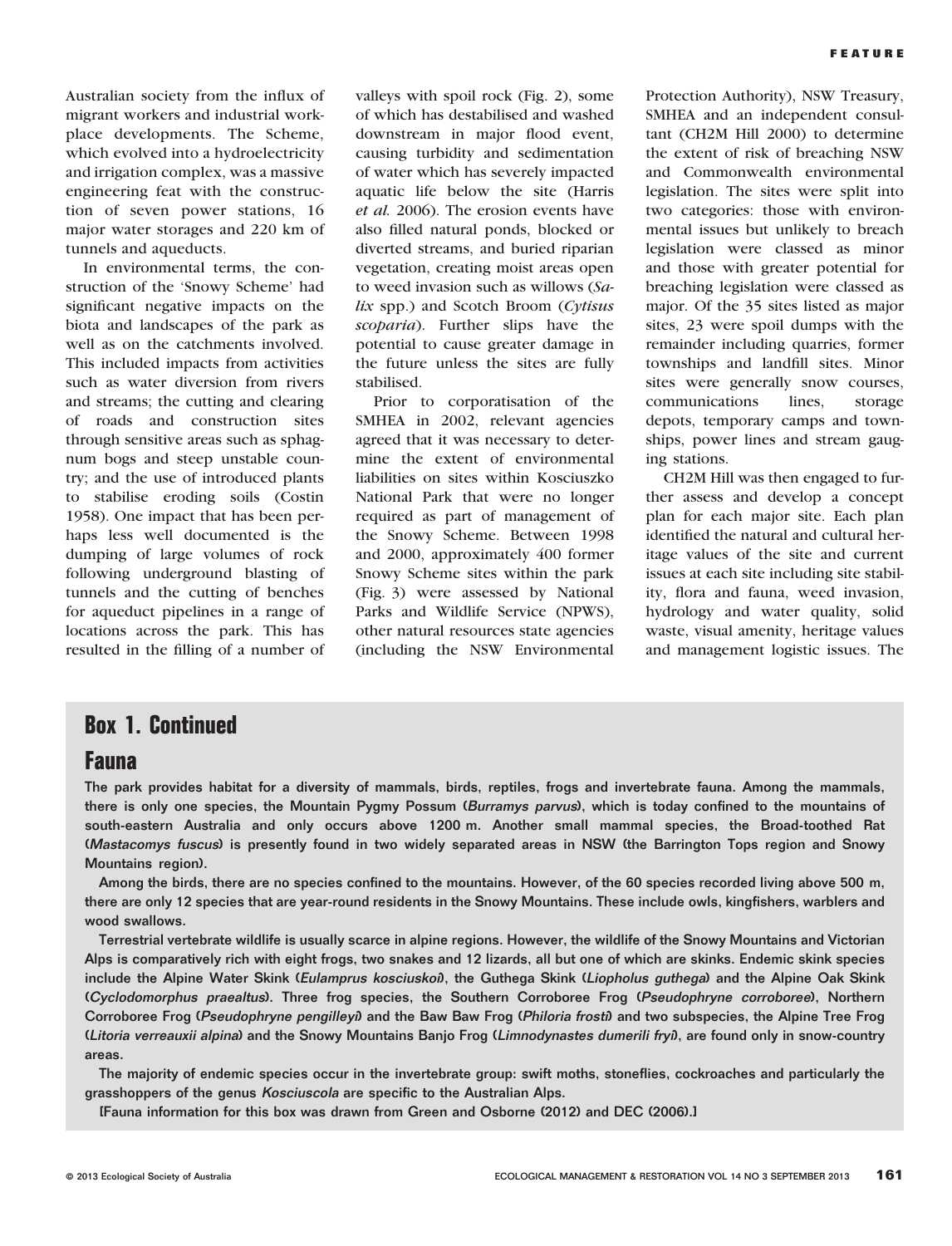Australian society from the influx of migrant workers and industrial workplace developments. The Scheme, which evolved into a hydroelectricity and irrigation complex, was a massive engineering feat with the construction of seven power stations, 16 major water storages and 220 km of tunnels and aqueducts.

In environmental terms, the construction of the 'Snowy Scheme' had significant negative impacts on the biota and landscapes of the park as well as on the catchments involved. This included impacts from activities such as water diversion from rivers and streams; the cutting and clearing of roads and construction sites through sensitive areas such as sphagnum bogs and steep unstable country; and the use of introduced plants to stabilise eroding soils (Costin 1958). One impact that has been perhaps less well documented is the dumping of large volumes of rock following underground blasting of tunnels and the cutting of benches for aqueduct pipelines in a range of locations across the park. This has resulted in the filling of a number of valleys with spoil rock (Fig. 2), some of which has destabilised and washed downstream in major flood event, causing turbidity and sedimentation of water which has severely impacted aquatic life below the site (Harris *et al.* 2006). The erosion events have also filled natural ponds, blocked or diverted streams, and buried riparian vegetation, creating moist areas open to weed invasion such as willows (*Salix* spp.) and Scotch Broom (*Cytisus scoparia*). Further slips have the potential to cause greater damage in the future unless the sites are fully stabilised.

Prior to corporatisation of the SMHEA in 2002, relevant agencies agreed that it was necessary to determine the extent of environmental liabilities on sites within Kosciuszko National Park that were no longer required as part of management of the Snowy Scheme. Between 1998 and 2000, approximately 400 former Snowy Scheme sites within the park (Fig. 3) were assessed by National Parks and Wildlife Service (NPWS), other natural resources state agencies (including the NSW Environmental Protection Authority), NSW Treasury, SMHEA and an independent consultant (CH2M Hill 2000) to determine the extent of risk of breaching NSW and Commonwealth environmental legislation. The sites were split into two categories: those with environmental issues but unlikely to breach legislation were classed as minor and those with greater potential for breaching legislation were classed as major. Of the 35 sites listed as major sites, 23 were spoil dumps with the remainder including quarries, former townships and landfill sites. Minor sites were generally snow courses, communications lines, storage depots, temporary camps and townships, power lines and stream gauging stations.

CH2M Hill was then engaged to further assess and develop a concept plan for each major site. Each plan identified the natural and cultural heritage values of the site and current issues at each site including site stability, flora and fauna, weed invasion, hydrology and water quality, solid waste, visual amenity, heritage values and management logistic issues. The

## Box 1. Continued

### Fauna

**The park provides habitat for a diversity of mammals, birds, reptiles, frogs and invertebrate fauna. Among the mammals, there is only one species, the Mountain Pygmy Possum (*Burramys parvus*), which is today confined to the mountains of south-eastern Australia and only occurs above 1200 m. Another small mammal species, the Broad-toothed Rat (*Mastacomys fuscus*) is presently found in two widely separated areas in NSW (the Barrington Tops region and Snowy Mountains region).**

**Among the birds, there are no species confined to the mountains. However, of the 60 species recorded living above 500 m, there are only 12 species that are year-round residents in the Snowy Mountains. These include owls, kingfishers, warblers and wood swallows.**

**Terrestrial vertebrate wildlife is usually scarce in alpine regions. However, the wildlife of the Snowy Mountains and Victorian Alps is comparatively rich with eight frogs, two snakes and 12 lizards, all but one of which are skinks. Endemic skink species include the Alpine Water Skink (*Eulamprus kosciuskoi*), the Guthega Skink (*Liopholus guthega*) and the Alpine Oak Skink (*Cyclodomorphus praealtus*). Three frog species, the Southern Corroboree Frog (*Pseudophryne corroboree*), Northern Corroboree Frog (*Pseudophryne pengilleyi*) and the Baw Baw Frog (*Philoria frosti*) and two subspecies, the Alpine Tree Frog (*Litoria verreauxii alpina*) and the Snowy Mountains Banjo Frog (*Limnodynastes dumerili fryi*), are found only in snow-country areas.**

**The majority of endemic species occur in the invertebrate group: swift moths, stoneflies, cockroaches and particularly the grasshoppers of the genus *Kosciuscola* are specific to the Australian Alps.**

**[Fauna information for this box was drawn from Green and Osborne (2012) and DEC (2006).]**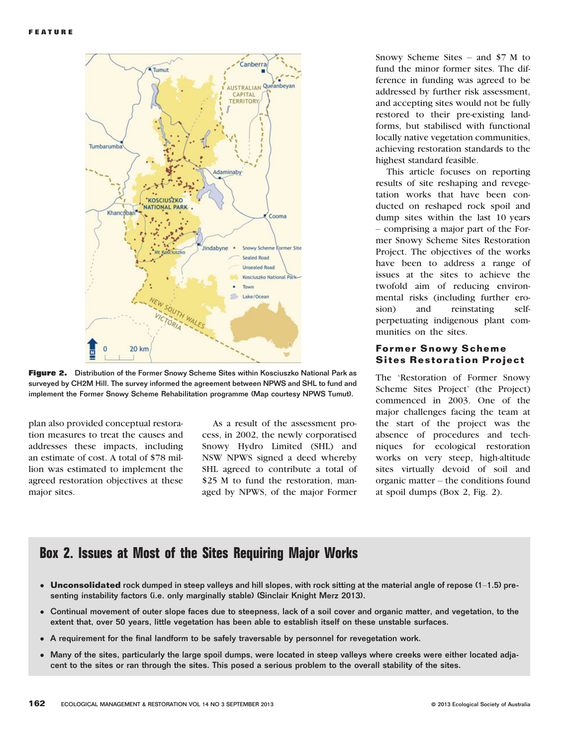Figure 2. Distribution of the Former Snowy Scheme Sites within Kosciuszko National Park as surveyed by CH2M Hill. The survey informed the agreement between NPWS and SHL to fund and implement the Former Snowy Scheme Rehabilitation programme (Map courtesy NPWS Tumut).

plan also provided conceptual restoration measures to treat the causes and addresses these impacts, including an estimate of cost. A total of $78 million was estimated to implement the agreed restoration objectives at these major sites.

As a result of the assessment process, in 2002, the newly corporatised Snowy Hydro Limited (SHL) and NSW NPWS signed a deed whereby SHL agreed to contribute a total of $25 M to fund the restoration, managed by NPWS, of the major Former Snowy Scheme Sites – and $7 M to fund the minor former sites. The difference in funding was agreed to be addressed by further risk assessment, and accepting sites would not be fully restored to their pre-existing landforms, but stabilised with functional locally native vegetation communities, achieving restoration standards to the highest standard feasible.

This article focuses on reporting results of site reshaping and revegetation works that have been conducted on reshaped rock spoil and dump sites within the last 10 years – comprising a major part of the Former Snowy Scheme Sites Restoration Project. The objectives of the works have been to address a range of issues at the sites to achieve the twofold aim of reducing environmental risks (including further erosion) and reinstating self-perpetuating indigenous plant communities on the sites.

## Former Snowy Scheme Sites Restoration Project

The 'Restoration of Former Snowy Scheme Sites Project' (the Project) commenced in 2003. One of the major challenges facing the team at the start of the project was the absence of procedures and techniques for ecological restoration works on very steep, high-altitude sites virtually devoid of soil and organic matter – the conditions found at spoil dumps (Box 2, Fig. 2).

## Box 2. Issues at Most of the Sites Requiring Major Works

- **Unconsolidated** rock dumped in steep valleys and hill slopes, with rock sitting at the material angle of repose (1–1.5) presenting instability factors (i.e. only marginally stable) (Sinclair Knight Merz 2013).
- Continual movement of outer slope faces due to steepness, lack of a soil cover and organic matter, and vegetation, to the extent that, over 50 years, little vegetation has been able to establish itself on these unstable surfaces.
- A requirement for the final landform to be safely traversable by personnel for revegetation work.
- Many of the sites, particularly the large spoil dumps, were located in steep valleys where creeks were either located adjacent to the sites or ran through the sites. This posed a serious problem to the overall stability of the sites.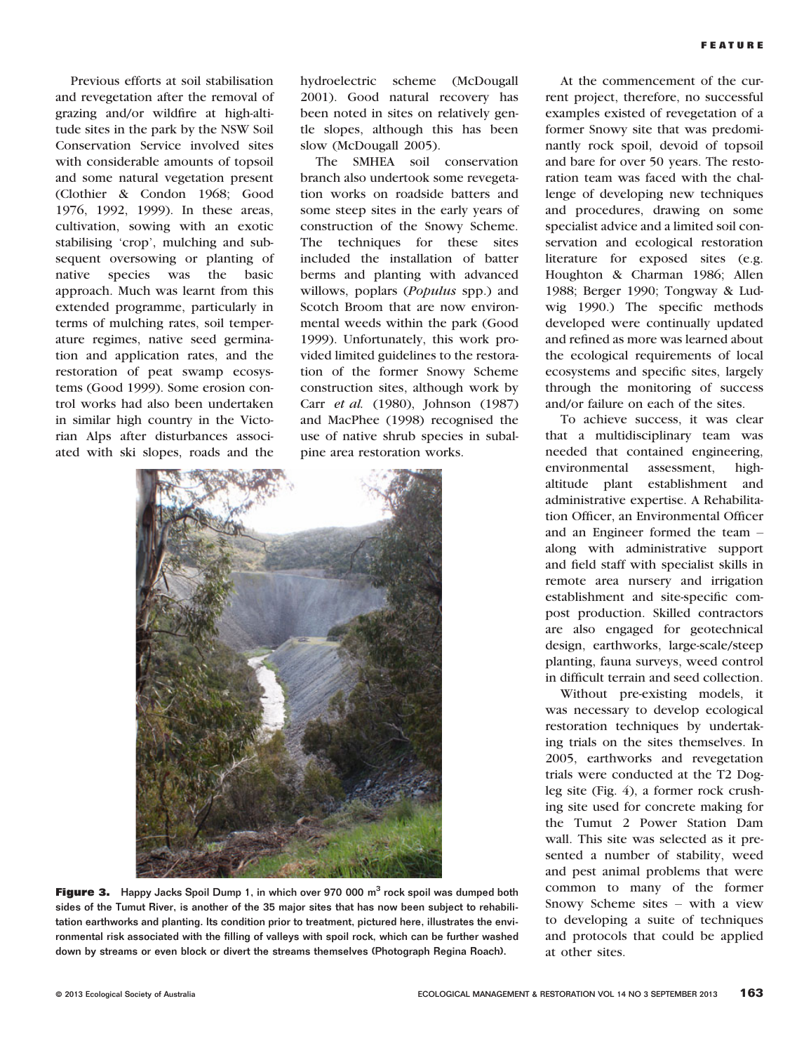Previous efforts at soil stabilisation and revegetation after the removal of grazing and/or wildfire at high-altitude sites in the park by the NSW Soil Conservation Service involved sites with considerable amounts of topsoil and some natural vegetation present (Clothier & Condon 1968; Good 1976, 1992, 1999). In these areas, cultivation, sowing with an exotic stabilising 'crop', mulching and subsequent oversowing or planting of native species was the basic approach. Much was learnt from this extended programme, particularly in terms of mulching rates, soil temperature regimes, native seed germination and application rates, and the restoration of peat swamp ecosystems (Good 1999). Some erosion control works had also been undertaken in similar high country in the Victorian Alps after disturbances associated with ski slopes, roads and the hydroelectric scheme (McDougall 2001). Good natural recovery has been noted in sites on relatively gentle slopes, although this has been slow (McDougall 2005).

The SMHEA soil conservation branch also undertook some revegetation works on roadside batters and some steep sites in the early years of construction of the Snowy Scheme. The techniques for these sites included the installation of batter berms and planting with advanced willows, poplars (*Populus* spp.) and Scotch Broom that are now environmental weeds within the park (Good 1999). Unfortunately, this work provided limited guidelines to the restoration of the former Snowy Scheme construction sites, although work by Carr *et al.* (1980), Johnson (1987) and MacPhee (1998) recognised the use of native shrub species in subalpine area restoration works.

**Figure 3.** Happy Jacks Spoil Dump 1, in which over 970 000 $m^3$ rock spoil was dumped both sides of the Tumut River, is another of the 35 major sites that has now been subject to rehabilitation earthworks and planting. Its condition prior to treatment, pictured here, illustrates the environmental risk associated with the filling of valleys with spoil rock, which can be further washed down by streams or even block or divert the streams themselves (Photograph Regina Roach).

At the commencement of the current project, therefore, no successful examples existed of revegetation of a former Snowy site that was predominantly rock spoil, devoid of topsoil and bare for over 50 years. The restoration team was faced with the challenge of developing new techniques and procedures, drawing on some specialist advice and a limited soil conservation and ecological restoration literature for exposed sites (e.g. Houghton & Charman 1986; Allen 1988; Berger 1990; Tongway & Ludwig 1990.) The specific methods developed were continually updated and refined as more was learned about the ecological requirements of local ecosystems and specific sites, largely through the monitoring of success and/or failure on each of the sites.

To achieve success, it was clear that a multidisciplinary team was needed that contained engineering, environmental assessment, high-altitude plant establishment and administrative expertise. A Rehabilitation Officer, an Environmental Officer and an Engineer formed the team – along with administrative support and field staff with specialist skills in remote area nursery and irrigation establishment and site-specific compost production. Skilled contractors are also engaged for geotechnical design, earthworks, large-scale/steep planting, fauna surveys, weed control in difficult terrain and seed collection.

Without pre-existing models, it was necessary to develop ecological restoration techniques by undertaking trials on the sites themselves. In 2005, earthworks and revegetation trials were conducted at the T2 Dogleg site (Fig. 4), a former rock crushing site used for concrete making for the Tumut 2 Power Station Dam wall. This site was selected as it presented a number of stability, weed and pest animal problems that were common to many of the former Snowy Scheme sites – with a view to developing a suite of techniques and protocols that could be applied at other sites.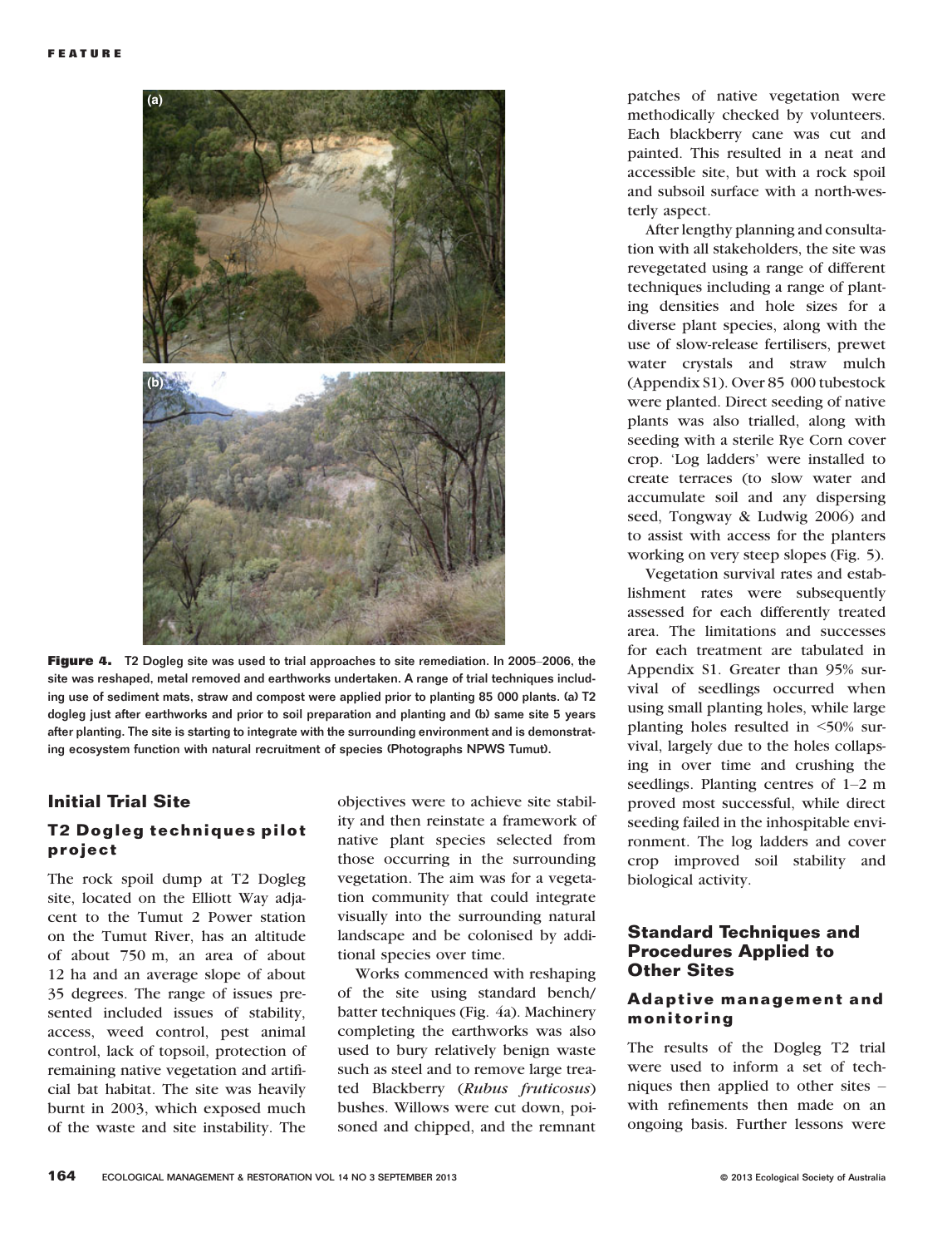**Figure 4.** T2 Dogleg site was used to trial approaches to site remediation. In 2005–2006, the site was reshaped, metal removed and earthworks undertaken. A range of trial techniques including use of sediment mats, straw and compost were applied prior to planting 85 000 plants. (a) T2 dogleg just after earthworks and prior to soil preparation and planting and (b) same site 5 years after planting. The site is starting to integrate with the surrounding environment and is demonstrating ecosystem function with natural recruitment of species (Photographs NPWS Tumut).

## Initial Trial Site

### T2 Dogleg techniques pilot project

The rock spoil dump at T2 Dogleg site, located on the Elliott Way adjacent to the Tumut 2 Power station on the Tumut River, has an altitude of about 750 m, an area of about 12 ha and an average slope of about 35 degrees. The range of issues presented included issues of stability, access, weed control, pest animal control, lack of topsoil, protection of remaining native vegetation and artificial bat habitat. The site was heavily burnt in 2003, which exposed much of the waste and site instability. The objectives were to achieve site stability and then reinstate a framework of native plant species selected from those occurring in the surrounding vegetation. The aim was for a vegetation community that could integrate visually into the surrounding natural landscape and be colonised by additional species over time.

Works commenced with reshaping of the site using standard bench/batter techniques (Fig. 4a). Machinery completing the earthworks was also used to bury relatively benign waste such as steel and to remove large treated Blackberry (*Rubus fruticosus*) bushes. Willows were cut down, poisoned and chipped, and the remnant patches of native vegetation were methodically checked by volunteers. Each blackberry cane was cut and painted. This resulted in a neat and accessible site, but with a rock spoil and subsoil surface with a north-westerly aspect.

After lengthy planning and consultation with all stakeholders, the site was revegetated using a range of different techniques including a range of planting densities and hole sizes for a diverse plant species, along with the use of slow-release fertilisers, prewet water crystals and straw mulch (Appendix S1). Over 85 000 tubestock were planted. Direct seeding of native plants was also trialled, along with seeding with a sterile Rye Corn cover crop. 'Log ladders' were installed to create terraces (to slow water and accumulate soil and any dispersing seed, Tongway & Ludwig 2006) and to assist with access for the planters working on very steep slopes (Fig. 5).

Vegetation survival rates and establishment rates were subsequently assessed for each differently treated area. The limitations and successes for each treatment are tabulated in Appendix S1. Greater than 95% survival of seedlings occurred when using small planting holes, while large planting holes resulted in <50% survival, largely due to the holes collapsing in over time and crushing the seedlings. Planting centres of 1–2 m proved most successful, while direct seeding failed in the inhospitable environment. The log ladders and cover crop improved soil stability and biological activity.

## Standard Techniques and Procedures Applied to Other Sites

### Adaptive management and monitoring

The results of the Dogleg T2 trial were used to inform a set of techniques then applied to other sites – with refinements then made on an ongoing basis. Further lessons were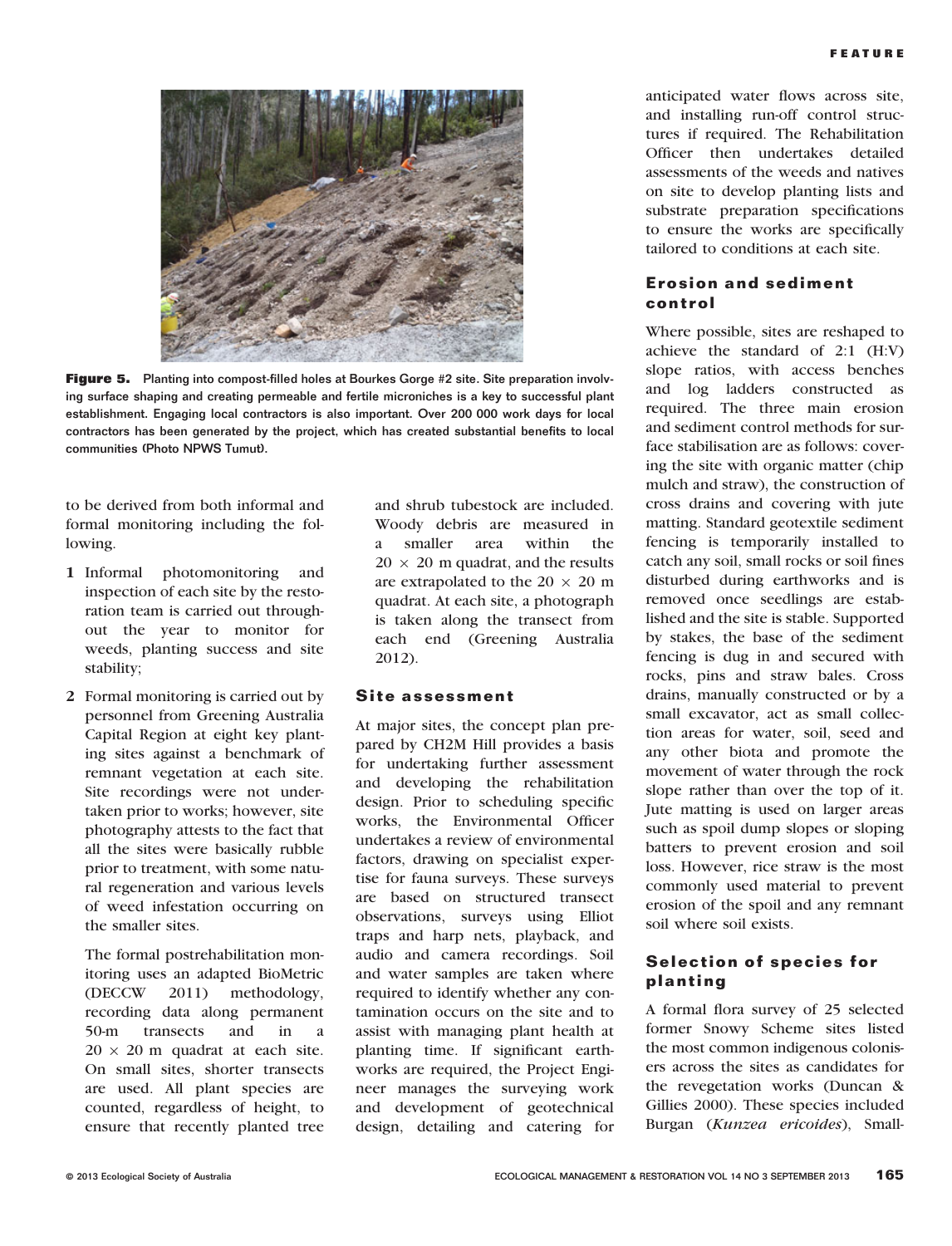**Figure 5.** Planting into compost-filled holes at Bourkes Gorge #2 site. Site preparation involving surface shaping and creating permeable and fertile microniches is a key to successful plant establishment. Engaging local contractors is also important. Over 200 000 work days for local contractors has been generated by the project, which has created substantial benefits to local communities (Photo NPWS Tumut).

to be derived from both informal and formal monitoring including the following.

1 Informal photomonitoring and inspection of each site by the restoration team is carried out throughout the year to monitor for weeds, planting success and site stability;

2 Formal monitoring is carried out by personnel from Greening Australia Capital Region at eight key planting sites against a benchmark of remnant vegetation at each site. Site recordings were not undertaken prior to works; however, site photography attests to the fact that all the sites were basically rubble prior to treatment, with some natural regeneration and various levels of weed infestation occurring on the smaller sites.

   The formal postrehabilitation monitoring uses an adapted BioMetric (DECCW 2011) methodology, recording data along permanent 50-m transects and in a $20 \times 20$ m quadrat at each site. On small sites, shorter transects are used. All plant species are counted, regardless of height, to ensure that recently planted tree and shrub tubestock are included. Woody debris are measured in a smaller area within the $20 \times 20$ m quadrat, and the results are extrapolated to the $20 \times 20$ m quadrat. At each site, a photograph is taken along the transect from each end (Greening Australia 2012).

## Site assessment

At major sites, the concept plan prepared by CH2M Hill provides a basis for undertaking further assessment and developing the rehabilitation design. Prior to scheduling specific works, the Environmental Officer undertakes a review of environmental factors, drawing on specialist expertise for fauna surveys. These surveys are based on structured transect observations, surveys using Elliot traps and harp nets, playback, and audio and camera recordings. Soil and water samples are taken where required to identify whether any contamination occurs on the site and to assist with managing plant health at planting time. If significant earthworks are required, the Project Engineer manages the surveying work and development of geotechnical design, detailing and catering for anticipated water flows across site, and installing run-off control structures if required. The Rehabilitation Officer then undertakes detailed assessments of the weeds and natives on site to develop planting lists and substrate preparation specifications to ensure the works are specifically tailored to conditions at each site.

## Erosion and sediment control

Where possible, sites are reshaped to achieve the standard of 2:1 (H:V) slope ratios, with access benches and log ladders constructed as required. The three main erosion and sediment control methods for surface stabilisation are as follows: covering the site with organic matter (chip mulch and straw), the construction of cross drains and covering with jute matting. Standard geotextile sediment fencing is temporarily installed to catch any soil, small rocks or soil fines disturbed during earthworks and is removed once seedlings are established and the site is stable. Supported by stakes, the base of the sediment fencing is dug in and secured with rocks, pins and straw bales. Cross drains, manually constructed or by a small excavator, act as small collection areas for water, soil, seed and any other biota and promote the movement of water through the rock slope rather than over the top of it. Jute matting is used on larger areas such as spoil dump slopes or sloping batters to prevent erosion and soil loss. However, rice straw is the most commonly used material to prevent erosion of the spoil and any remnant soil where soil exists.

## Selection of species for planting

A formal flora survey of 25 selected former Snowy Scheme sites listed the most common indigenous colonisers across the sites as candidates for the revegetation works (Duncan & Gillies 2000). These species included Burgan (*Kunzea ericoides*), Small-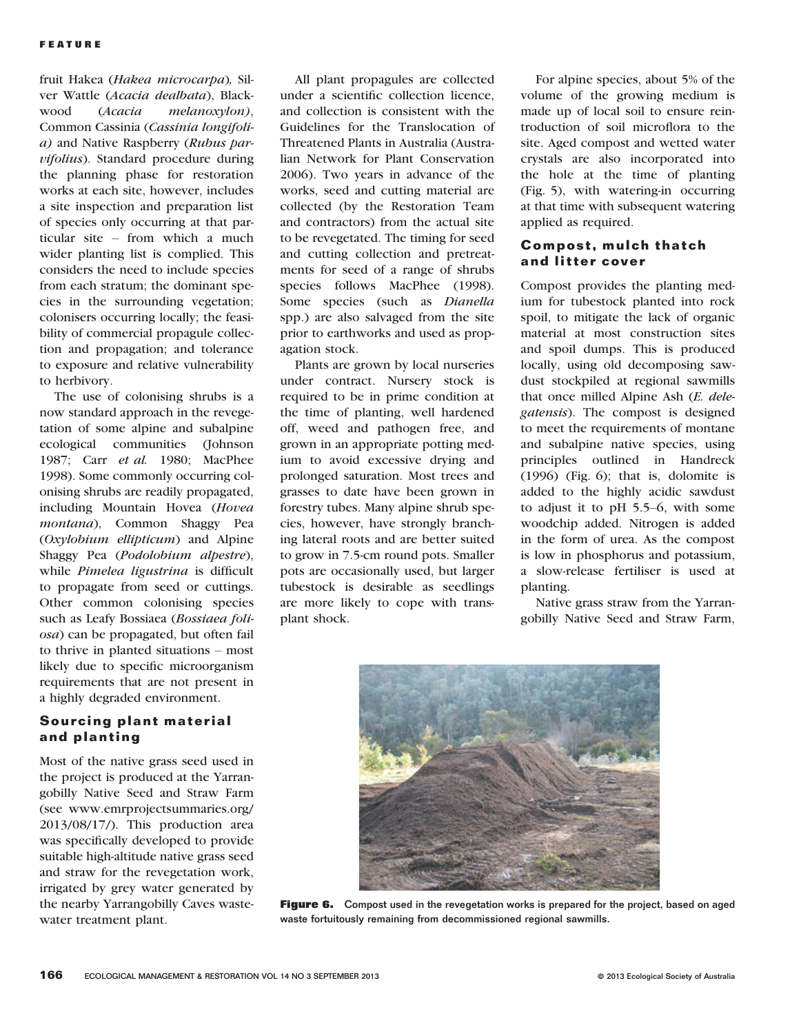fruit Hakea (*Hakea microcarpa*), Silver Wattle (*Acacia dealbata*), Blackwood (*Acacia melanoxylon*), Common Cassinia (*Cassinia longifolia*) and Native Raspberry (*Rubus parvifolius*). Standard procedure during the planning phase for restoration works at each site, however, includes a site inspection and preparation list of species only occurring at that particular site – from which a much wider planting list is complied. This considers the need to include species from each stratum; the dominant species in the surrounding vegetation; colonisers occurring locally; the feasibility of commercial propagule collection and propagation; and tolerance to exposure and relative vulnerability to herbivory.

The use of colonising shrubs is a now standard approach in the revegetation of some alpine and subalpine ecological communities (Johnson 1987; Carr *et al.* 1980; MacPhee 1998). Some commonly occurring colonising shrubs are readily propagated, including Mountain Hovea (*Hovea montana*), Common Shaggy Pea (*Oxylobium ellipticum*) and Alpine Shaggy Pea (*Podolobium alpestre*), while *Pimelea ligustrina* is difficult to propagate from seed or cuttings. Other common colonising species such as Leafy Bossiaea (*Bossiaea foliosa*) can be propagated, but often fail to thrive in planted situations – most likely due to specific microorganism requirements that are not present in a highly degraded environment.

## Sourcing plant material and planting

Most of the native grass seed used in the project is produced at the Yarrangobilly Native Seed and Straw Farm (see www.emrprojectsummaries.org/2013/08/17/). This production area was specifically developed to provide suitable high-altitude native grass seed and straw for the revegetation work, irrigated by grey water generated by the nearby Yarrangobilly Caves wastewater treatment plant.

All plant propagules are collected under a scientific collection licence, and collection is consistent with the Guidelines for the Translocation of Threatened Plants in Australia (Australian Network for Plant Conservation 2006). Two years in advance of the works, seed and cutting material are collected (by the Restoration Team and contractors) from the actual site to be revegetated. The timing for seed and cutting collection and pretreatments for seed of a range of shrubs species follows MacPhee (1998). Some species (such as *Dianella* spp.) are also salvaged from the site prior to earthworks and used as propagation stock.

Plants are grown by local nurseries under contract. Nursery stock is required to be in prime condition at the time of planting, well hardened off, weed and pathogen free, and grown in an appropriate potting medium to avoid excessive drying and prolonged saturation. Most trees and grasses to date have been grown in forestry tubes. Many alpine shrub species, however, have strongly branching lateral roots and are better suited to grow in 7.5-cm round pots. Smaller pots are occasionally used, but larger tubestock is desirable as seedlings are more likely to cope with transplant shock.

For alpine species, about 5% of the volume of the growing medium is made up of local soil to ensure reintroduction of soil microflora to the site. Aged compost and wetted water crystals are also incorporated into the hole at the time of planting (Fig. 5), with watering-in occurring at that time with subsequent watering applied as required.

## Compost, mulch thatch and litter cover

Compost provides the planting medium for tubestock planted into rock spoil, to mitigate the lack of organic material at most construction sites and spoil dumps. This is produced locally, using old decomposing sawdust stockpiled at regional sawmills that once milled Alpine Ash (*E. delegatensis*). The compost is designed to meet the requirements of montane and subalpine native species, using principles outlined in Handreck (1996) (Fig. 6); that is, dolomite is added to the highly acidic sawdust to adjust it to pH 5.5–6, with some woodchip added. Nitrogen is added in the form of urea. As the compost is low in phosphorus and potassium, a slow-release fertiliser is used at planting.

Native grass straw from the Yarrangobilly Native Seed and Straw Farm,

**Figure 6.** Compost used in the revegetation works is prepared for the project, based on aged waste fortuitously remaining from decommissioned regional sawmills.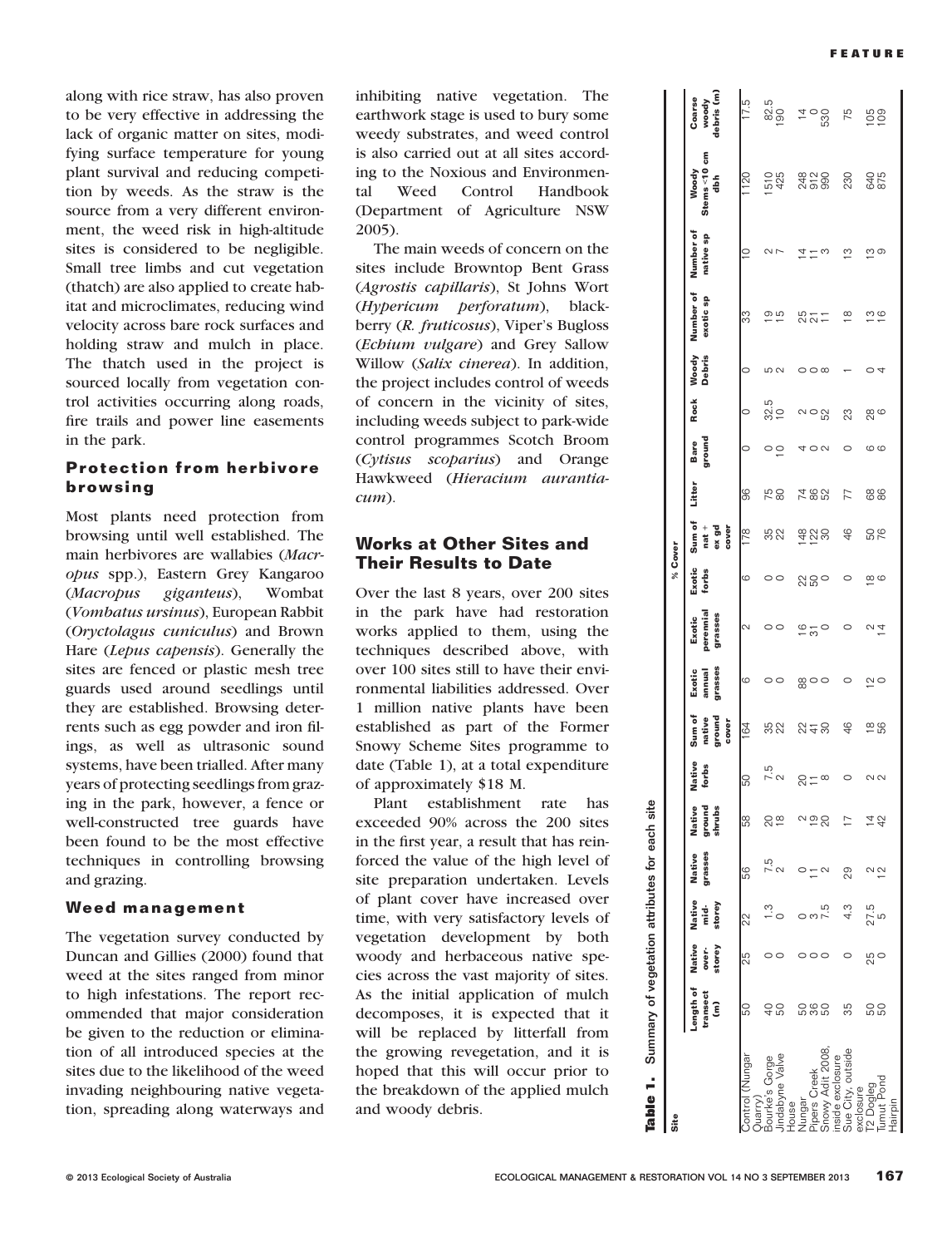along with rice straw, has also proven to be very effective in addressing the lack of organic matter on sites, modifying surface temperature for young plant survival and reducing competition by weeds. As the straw is the source from a very different environment, the weed risk in high-altitude sites is considered to be negligible. Small tree limbs and cut vegetation (thatch) are also applied to create habitat and microclimates, reducing wind velocity across bare rock surfaces and holding straw and mulch in place. The thatch used in the project is sourced locally from vegetation control activities occurring along roads, fire trails and power line easements in the park.

### Protection from herbivore browsing

Most plants need protection from browsing until well established. The main herbivores are wallabies (*Macropus* spp.), Eastern Grey Kangaroo (*Macropus giganteus*), Wombat (*Vombatus ursinus*), European Rabbit (*Oryctolagus cuniculus*) and Brown Hare (*Lepus capensis*). Generally the sites are fenced or plastic mesh tree guards used around seedlings until they are established. Browsing deterrents such as egg powder and iron filings, as well as ultrasonic sound systems, have been trialled. After many years of protecting seedlings from grazing in the park, however, a fence or well-constructed tree guards have been found to be the most effective techniques in controlling browsing and grazing.

### Weed management

The vegetation survey conducted by Duncan and Gillies (2000) found that weed at the sites ranged from minor to high infestations. The report recommended that major consideration be given to the reduction or elimination of all introduced species at the sites due to the likelihood of the weed invading neighbouring native vegetation, spreading along waterways and inhibiting native vegetation. The earthwork stage is used to bury some weedy substrates, and weed control is also carried out at all sites according to the Noxious and Environmental Weed Control Handbook (Department of Agriculture NSW 2005).

The main weeds of concern on the sites include Browntop Bent Grass (*Agrostis capillaris*), St Johns Wort (*Hypericum perforatum*), blackberry (*R. fruticosus*), Viper's Bugloss (*Echium vulgare*) and Grey Sallow Willow (*Salix cinerea*). In addition, the project includes control of weeds of concern in the vicinity of sites, including weeds subject to park-wide control programmes Scotch Broom (*Cytisus scoparius*) and Orange Hawkweed (*Hieracium aurantiacum*).

## Works at Other Sites and Their Results to Date

Over the last 8 years, over 200 sites in the park have had restoration works applied to them, using the techniques described above, with over 100 sites still to have their environmental liabilities addressed. Over 1 million native plants have been established as part of the Former Snowy Scheme Sites programme to date (Table 1), at a total expenditure of approximately $18 M.

Plant establishment rate has exceeded 90% across the 200 sites in the first year, a result that has reinforced the value of the high level of site preparation undertaken. Levels of plant cover have increased over time, with very satisfactory levels of vegetation development by both woody and herbaceous native species across the vast majority of sites. As the initial application of mulch decomposes, it is expected that it will be replaced by litterfall from the growing revegetation, and it is hoped that this will occur prior to the breakdown of the applied mulch and woody debris.

**Table 1.** Summary of vegetation attributes for each site

| Site | Length of transect (m) | % Cover | | | | | | | | | | | | | | Number of exotic sp | Number of native sp | Woody Stems <10 cm dbh | Coarse woody debris (m) |
|---|---|---|---|---|---|---|---|---|---|---|---|---|---|---|---|---|---|---|---|
| | | Native over-storey | Native mid-storey | Native grasses | Native ground shrubs | Native forbs | Sum of native ground cover | Exotic annual grasses | Exotic perennial grasses | Exotic forbs | Sum of nat + ex gd cover | Litter | Bare ground | Rock | Woody Debris | | | | |
| Control (Nungar Quarry) | 50 | 25 | 22 | 56 | 58 | 50 | 164 | 6 | 2 | 6 | 178 | 96 | 0 | 0 | 0 | 33 | 10 | 1120 | 17.5 |
| Bourke's Gorge | 40 | 0 | 1.3 | 7.5 | 20 | 7.5 | 35 | 0 | 0 | 0 | 35 | 75 | 0 | 32.5 | 5 | 19 | 2 | 1510 | 82.5 |
| Jindabyne Valve House | 50 | 0 | 0 | 2 | 18 | 2 | 22 | 0 | 0 | 0 | 22 | 80 | 10 | 10 | 2 | 15 | 7 | 425 | 190 |
| Nungar | 50 | 0 | 0 | 0 | 2 | 20 | 22 | 88 | 16 | 22 | 148 | 74 | 4 | 2 | 0 | 25 | 14 | 248 | 14 |
| Pipers Creek | 35 | 0 | 3 | 11 | 19 | 11 | 41 | 0 | 31 | 50 | 122 | 86 | 0 | 0 | 0 | 21 | 11 | 912 | 0 |
| Snowy Adit 2008, inside exclosure | 50 | 0 | 7.5 | 2 | 20 | 8 | 30 | 0 | 0 | 0 | 30 | 52 | 2 | 52 | 8 | 11 | 3 | 990 | 530 |
| Sue City, outside exclosure | 35 | 0 | 4.3 | 29 | 17 | 0 | 46 | 0 | 0 | 0 | 46 | 77 | 0 | 23 | 1 | 18 | 13 | 230 | 75 |
| T2 Dogleg | 50 | 25 | 27.5 | 2 | 14 | 2 | 18 | 12 | 2 | 18 | 50 | 68 | 6 | 28 | 0 | 13 | 13 | 640 | 105 |
| Tumut Pond Hairpin | 50 | 0 | 5 | 12 | 42 | 2 | 56 | 0 | 14 | 6 | 76 | 86 | 6 | 6 | 4 | 16 | 9 | 875 | 109 |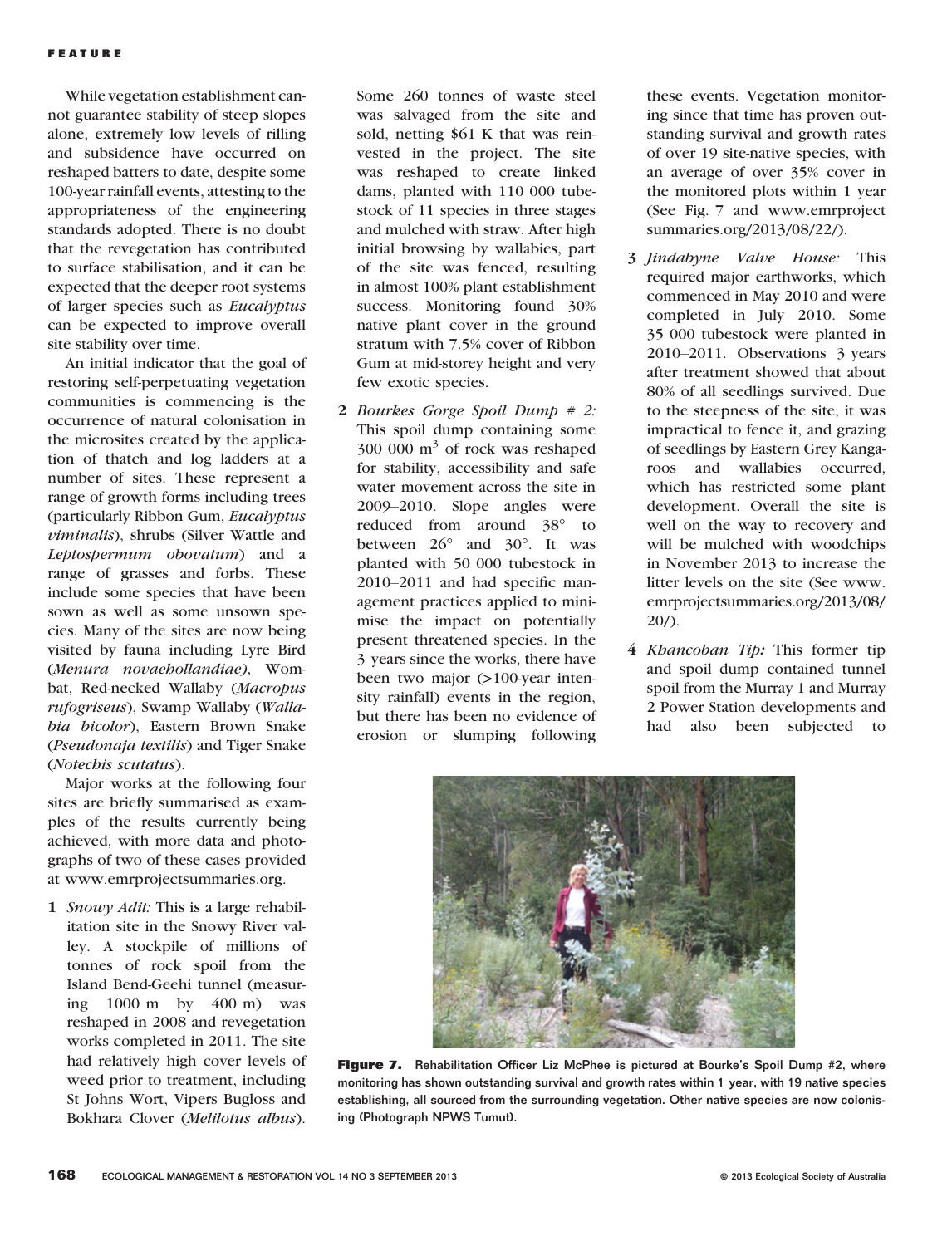While vegetation establishment cannot guarantee stability of steep slopes alone, extremely low levels of rilling and subsidence have occurred on reshaped batters to date, despite some 100-year rainfall events, attesting to the appropriateness of the engineering standards adopted. There is no doubt that the revegetation has contributed to surface stabilisation, and it can be expected that the deeper root systems of larger species such as *Eucalyptus* can be expected to improve overall site stability over time.

An initial indicator that the goal of restoring self-perpetuating vegetation communities is commencing is the occurrence of natural colonisation in the microsites created by the application of thatch and log ladders at a number of sites. These represent a range of growth forms including trees (particularly Ribbon Gum, *Eucalyptus viminalis*), shrubs (Silver Wattle and *Leptospermum obovatum*) and a range of grasses and forbs. These include some species that have been sown as well as some unsown species. Many of the sites are now being visited by fauna including Lyre Bird (*Menura novaehollandiae),* Wombat, Red-necked Wallaby (*Macropus rufogriseus*), Swamp Wallaby (*Wallabia bicolor*), Eastern Brown Snake (*Pseudonaja textilis*) and Tiger Snake (*Notechis scutatus*).

Major works at the following four sites are briefly summarised as examples of the results currently being achieved, with more data and photographs of two of these cases provided at www.emrprojectsummaries.org.

1. *Snowy Adit:* This is a large rehabilitation site in the Snowy River valley. A stockpile of millions of tonnes of rock spoil from the Island Bend-Geehi tunnel (measuring 1000 m by 400 m) was reshaped in 2008 and revegetation works completed in 2011. The site had relatively high cover levels of weed prior to treatment, including St Johns Wort, Vipers Bugloss and Bokhara Clover (*Melilotus albus*). Some 260 tonnes of waste steel was salvaged from the site and sold, netting \$61 K that was reinvested in the project. The site was reshaped to create linked dams, planted with 110 000 tubestock of 11 species in three stages and mulched with straw. After high initial browsing by wallabies, part of the site was fenced, resulting in almost 100% plant establishment success. Monitoring found 30% native plant cover in the ground stratum with 7.5% cover of Ribbon Gum at mid-storey height and very few exotic species.
2. *Bourkes Gorge Spoil Dump # 2:* This spoil dump containing some 300 000 $m^3$ of rock was reshaped for stability, accessibility and safe water movement across the site in 2009–2010. Slope angles were reduced from around 38° to between 26° and 30°. It was planted with 50 000 tubestock in 2010–2011 and had specific management practices applied to minimise the impact on potentially present threatened species. In the 3 years since the works, there have been two major (>100-year intensity rainfall) events in the region, but there has been no evidence of erosion or slumping following these events. Vegetation monitoring since that time has proven outstanding survival and growth rates of over 19 site-native species, with an average of over 35% cover in the monitored plots within 1 year (See Fig. 7 and www.emrprojectsummaries.org/2013/08/22/).
3. *Jindabyne Valve House:* This required major earthworks, which commenced in May 2010 and were completed in July 2010. Some 35 000 tubestock were planted in 2010–2011. Observations 3 years after treatment showed that about 80% of all seedlings survived. Due to the steepness of the site, it was impractical to fence it, and grazing of seedlings by Eastern Grey Kangaroos and wallabies occurred, which has restricted some plant development. Overall the site is well on the way to recovery and will be mulched with woodchips in November 2013 to increase the litter levels on the site (See www.emrprojectsummaries.org/2013/08/20/).
4. *Khancoban Tip:* This former tip and spoil dump contained tunnel spoil from the Murray 1 and Murray 2 Power Station developments and had also been subjected to

**Figure 7.** Rehabilitation Officer Liz McPhee is pictured at Bourke's Spoil Dump #2, where monitoring has shown outstanding survival and growth rates within 1 year, with 19 native species establishing, all sourced from the surrounding vegetation. Other native species are now colonising (Photograph NPWS Tumut).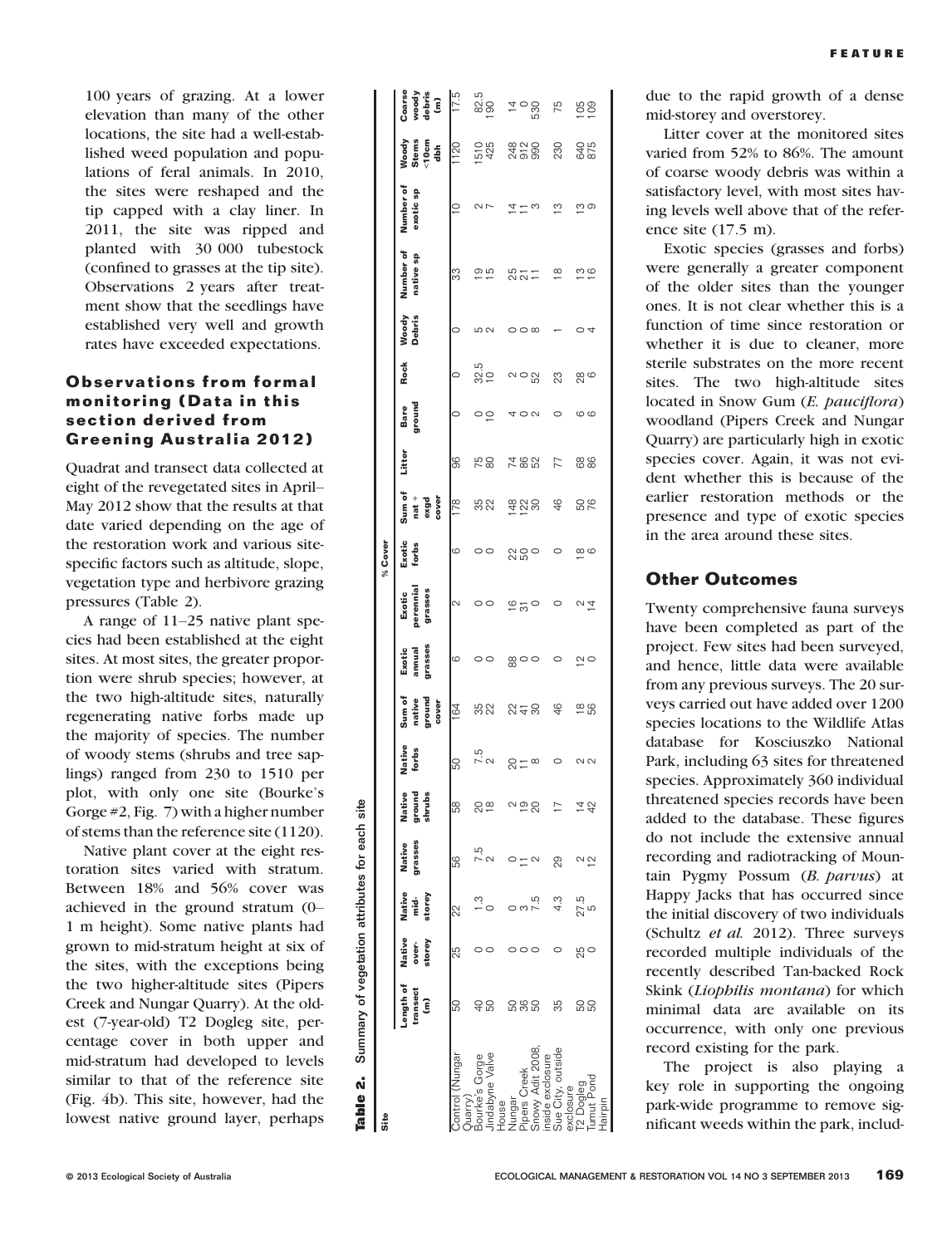100 years of grazing. At a lower elevation than many of the other locations, the site had a well-established weed population and populations of feral animals. In 2010, the sites were reshaped and the tip capped with a clay liner. In 2011, the site was ripped and planted with 30 000 tubestock (confined to grasses at the tip site). Observations 2 years after treatment show that the seedlings have established very well and growth rates have exceeded expectations.

## Observations from formal monitoring (Data in this section derived from Greening Australia 2012)

Quadrat and transect data collected at eight of the revegetated sites in April–May 2012 show that the results at that date varied depending on the age of the restoration work and various site-specific factors such as altitude, slope, vegetation type and herbivore grazing pressures (Table 2).

A range of 11–25 native plant species had been established at the eight sites. At most sites, the greater proportion were shrub species; however, at the two high-altitude sites, naturally regenerating native forbs made up the majority of species. The number of woody stems (shrubs and tree saplings) ranged from 230 to 1510 per plot, with only one site (Bourke's Gorge #2, Fig. 7) with a higher number of stems than the reference site (1120).

Native plant cover at the eight restoration sites varied with stratum. Between 18% and 56% cover was achieved in the ground stratum (0–1 m height). Some native plants had grown to mid-stratum height at six of the sites, with the exceptions being the two higher-altitude sites (Pipers Creek and Nungar Quarry). At the oldest (7-year-old) T2 Dogleg site, percentage cover in both upper and mid-stratum had developed to levels similar to that of the reference site (Fig. 4b). This site, however, had the lowest native ground layer, perhaps due to the rapid growth of a dense mid-storey and overstorey.

**Table 2.** Summary of vegetation attributes for each site

| Site | Length of transect (m) | % Cover | | | | | | | | | | | | | | Number of native sp | Number of exotic sp | Woody Stems <10cm dbh | Coarse woody debris (m) |
|---|---|---|---|---|---|---|---|---|---|---|---|---|---|---|---|---|---|---|---|
| | | Native over-storey | Native mid-storey | Native grasses | Native ground shrubs | Native forbs | Sum of native ground cover | Exotic annual grasses | Exotic perennial grasses | Exotic forbs | Sum of nat + exgd cover | Litter | Bare ground | Rock | Woody Debris | | | | |
| Control (Nungar Quarry) | 50 | 25 | 22 | 56 | 58 | 50 | 164 | 6 | 2 | 6 | 178 | 96 | 0 | 0 | 0 | 33 | 10 | 1120 | 17.5 |
| Bourke's Gorge | 40 | 0 | 1.3 | 7.5 | 20 | 7.5 | 35 | 0 | 0 | 0 | 35 | 75 | 0 | 32.5 | 5 | 19 | 2 | 1510 | 82.5 |
| Jindabyne Valve House | 50 | 0 | 0 | 2 | 18 | 2 | 22 | 0 | 0 | 0 | 22 | 80 | 10 | 10 | 2 | 15 | 7 | 425 | 190 |
| Nungar | 50 | 0 | 0 | 0 | 2 | 20 | 22 | 88 | 16 | 22 | 148 | 74 | 4 | 2 | 0 | 25 | 14 | 248 | 14 |
| Pipers Creek | 36 | 0 | 3 | 11 | 19 | 11 | 41 | 0 | 31 | 50 | 122 | 86 | 0 | 0 | 0 | 21 | 11 | 912 | 0 |
| Snowy Adit 2008, inside exclosure | 50 | 0 | 7.5 | 2 | 20 | 8 | 30 | 0 | 0 | 0 | 30 | 52 | 2 | 52 | 8 | 11 | 3 | 990 | 530 |
| Sue City, outside exclosure | 35 | 0 | 4.3 | 29 | 17 | 0 | 46 | 0 | 0 | 0 | 46 | 77 | 0 | 23 | 1 | 18 | 13 | 230 | 75 |
| T2 Dogleg | 50 | 25 | 27.5 | 2 | 14 | 2 | 18 | 12 | 2 | 18 | 50 | 68 | 6 | 28 | 0 | 13 | 13 | 640 | 105 |
| Tumut Pond Hairpin | 50 | 0 | 5 | 12 | 42 | 2 | 56 | 0 | 14 | 6 | 76 | 86 | 6 | 6 | 4 | 16 | 9 | 875 | 109 |

Litter cover at the monitored sites varied from 52% to 86%. The amount of coarse woody debris was within a satisfactory level, with most sites having levels well above that of the reference site (17.5 m).

Exotic species (grasses and forbs) were generally a greater component of the older sites than the younger ones. It is not clear whether this is a function of time since restoration or whether it is due to cleaner, more sterile substrates on the more recent sites. The two high-altitude sites located in Snow Gum (*E. pauciflora*) woodland (Pipers Creek and Nungar Quarry) are particularly high in exotic species cover. Again, it was not evident whether this is because of the earlier restoration methods or the presence and type of exotic species in the area around these sites.

## Other Outcomes

Twenty comprehensive fauna surveys have been completed as part of the project. Few sites had been surveyed, and hence, little data were available from any previous surveys. The 20 surveys carried out have added over 1200 species locations to the Wildlife Atlas database for Kosciuszko National Park, including 63 sites for threatened species. Approximately 360 individual threatened species records have been added to the database. These figures do not include the extensive annual recording and radiotracking of Mountain Pygmy Possum (*B. parvus*) at Happy Jacks that has occurred since the initial discovery of two individuals (Schultz *et al.* 2012). Three surveys recorded multiple individuals of the recently described Tan-backed Rock Skink (*Liophilis montana*) for which minimal data are available on its occurrence, with only one previous record existing for the park.

The project is also playing a key role in supporting the ongoing park-wide programme to remove significant weeds within the park, includ-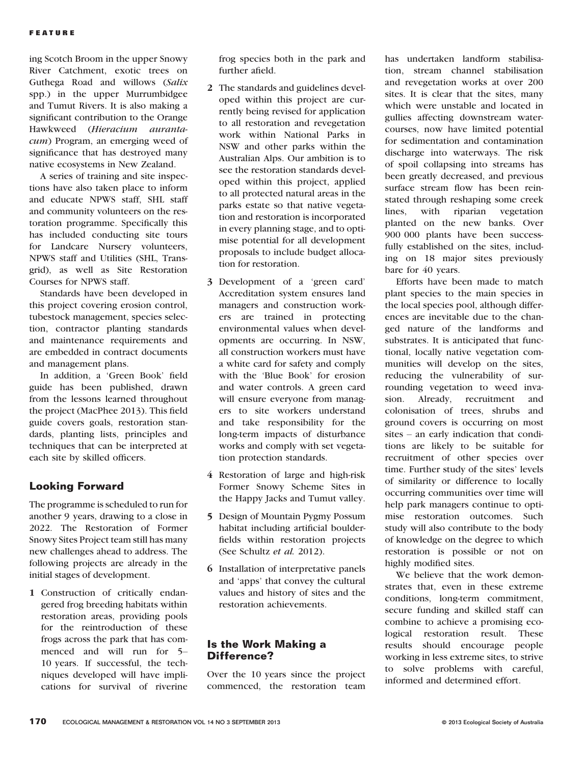ing Scotch Broom in the upper Snowy River Catchment, exotic trees on Guthega Road and willows (*Salix* spp.) in the upper Murrumbidgee and Tumut Rivers. It is also making a significant contribution to the Orange Hawkweed (*Hieracium aurantacum*) Program, an emerging weed of significance that has destroyed many native ecosystems in New Zealand.

A series of training and site inspections have also taken place to inform and educate NPWS staff, SHL staff and community volunteers on the restoration programme. Specifically this has included conducting site tours for Landcare Nursery volunteers, NPWS staff and Utilities (SHL, Transgrid), as well as Site Restoration Courses for NPWS staff.

Standards have been developed in this project covering erosion control, tubestock management, species selection, contractor planting standards and maintenance requirements and are embedded in contract documents and management plans.

In addition, a 'Green Book' field guide has been published, drawn from the lessons learned throughout the project (MacPhee 2013). This field guide covers goals, restoration standards, planting lists, principles and techniques that can be interpreted at each site by skilled officers.

## Looking Forward

The programme is scheduled to run for another 9 years, drawing to a close in 2022. The Restoration of Former Snowy Sites Project team still has many new challenges ahead to address. The following projects are already in the initial stages of development.

1. Construction of critically endangered frog breeding habitats within restoration areas, providing pools for the reintroduction of these frogs across the park that has commenced and will run for 5–10 years. If successful, the techniques developed will have implications for survival of riverine frog species both in the park and further afield.
2. The standards and guidelines developed within this project are currently being revised for application to all restoration and revegetation work within National Parks in NSW and other parks within the Australian Alps. Our ambition is to see the restoration standards developed within this project, applied to all protected natural areas in the parks estate so that native vegetation and restoration is incorporated in every planning stage, and to optimise potential for all development proposals to include budget allocation for restoration.
3. Development of a 'green card' Accreditation system ensures land managers and construction workers are trained in protecting environmental values when developments are occurring. In NSW, all construction workers must have a white card for safety and comply with the 'Blue Book' for erosion and water controls. A green card will ensure everyone from managers to site workers understand and take responsibility for the long-term impacts of disturbance works and comply with set vegetation protection standards.
4. Restoration of large and high-risk Former Snowy Scheme Sites in the Happy Jacks and Tumut valley.
5. Design of Mountain Pygmy Possum habitat including artificial boulderfields within restoration projects (See Schultz *et al.* 2012).
6. Installation of interpretative panels and 'apps' that convey the cultural values and history of sites and the restoration achievements.

## Is the Work Making a Difference?

Over the 10 years since the project commenced, the restoration team has undertaken landform stabilisation, stream channel stabilisation and revegetation works at over 200 sites. It is clear that the sites, many which were unstable and located in gullies affecting downstream watercourses, now have limited potential for sedimentation and contamination discharge into waterways. The risk of spoil collapsing into streams has been greatly decreased, and previous surface stream flow has been reinstated through reshaping some creek lines, with riparian vegetation planted on the new banks. Over 900 000 plants have been successfully established on the sites, including on 18 major sites previously bare for 40 years.

Efforts have been made to match plant species to the main species in the local species pool, although differences are inevitable due to the changed nature of the landforms and substrates. It is anticipated that functional, locally native vegetation communities will develop on the sites, reducing the vulnerability of surrounding vegetation to weed invasion. Already, recruitment and colonisation of trees, shrubs and ground covers is occurring on most sites – an early indication that conditions are likely to be suitable for recruitment of other species over time. Further study of the sites' levels of similarity or difference to locally occurring communities over time will help park managers continue to optimise restoration outcomes. Such study will also contribute to the body of knowledge on the degree to which restoration is possible or not on highly modified sites.

We believe that the work demonstrates that, even in these extreme conditions, long-term commitment, secure funding and skilled staff can combine to achieve a promising ecological restoration result. These results should encourage people working in less extreme sites, to strive to solve problems with careful, informed and determined effort.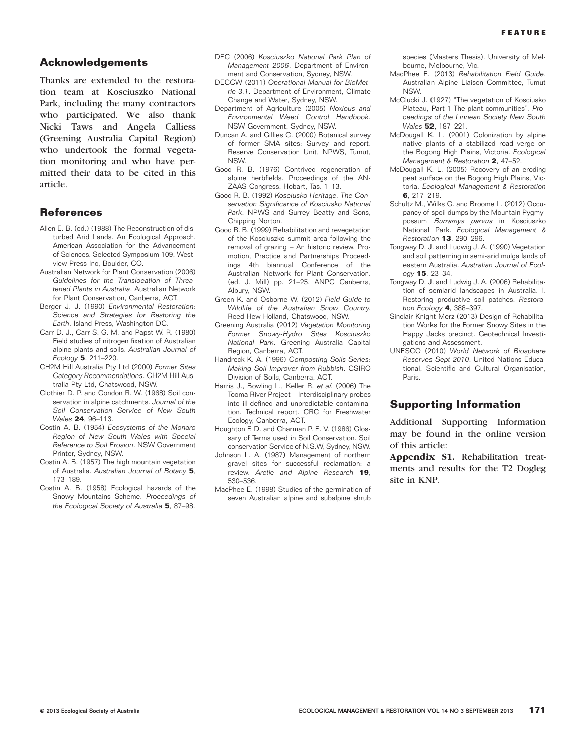## Acknowledgements

Thanks are extended to the restoration team at Kosciuszko National Park, including the many contractors who participated. We also thank Nicki Taws and Angela Calliess (Greening Australia Capital Region) who undertook the formal vegetation monitoring and who have permitted their data to be cited in this article.

## References

Allen E. B. (ed.) (1988) The Reconstruction of disturbed Arid Lands. An Ecological Approach. American Association for the Advancement of Sciences. Selected Symposium 109, Westview Press Inc, Boulder, CO.

Australian Network for Plant Conservation (2006) *Guidelines for the Translocation of Threatened Plants in Australia*. Australian Network for Plant Conservation, Canberra, ACT.

Berger J. J. (1990) *Environmental Restoration: Science and Strategies for Restoring the Earth*. Island Press, Washington DC.

Carr D. J., Carr S. G. M. and Papst W. R. (1980) Field studies of nitrogen fixation of Australian alpine plants and soils. *Australian Journal of Ecology* **5**, 211–220.

CH2M Hill Australia Pty Ltd (2000) *Former Sites Category Recommendations*. CH2M Hill Australia Pty Ltd, Chatswood, NSW.

Clothier D. P. and Condon R. W. (1968) Soil conservation in alpine catchments. *Journal of the Soil Conservation Service of New South Wales* **24**, 96–113.

Costin A. B. (1954) *Ecosystems of the Monaro Region of New South Wales with Special Reference to Soil Erosion*. NSW Government Printer, Sydney, NSW.

Costin A. B. (1957) The high mountain vegetation of Australia. *Australian Journal of Botany* **5**, 173–189.

Costin A. B. (1958) Ecological hazards of the Snowy Mountains Scheme. *Proceedings of the Ecological Society of Australia* **5**, 87–98.

DEC (2006) *Kosciuszko National Park Plan of Management 2006*. Department of Environment and Conservation, Sydney, NSW.

DECCW (2011) *Operational Manual for BioMetric 3.1*. Department of Environment, Climate Change and Water, Sydney, NSW.

Department of Agriculture (2005) *Noxious and Environmental Weed Control Handbook*. NSW Government, Sydney, NSW.

Duncan A. and Gillies C. (2000) Botanical survey of former SMA sites: Survey and report. Reserve Conservation Unit, NPWS, Tumut, NSW.

Good R. B. (1976) Contrived regeneration of alpine herbfields. Proceedings of the ANZAAS Congress. Hobart, Tas. 1–13.

Good R. B. (1992) *Kosciusko Heritage. The Conservation Significance of Kosciusko National Park*. NPWS and Surrey Beatty and Sons, Chipping Norton.

Good R. B. (1999) Rehabilitation and revegetation of the Kosciuszko summit area following the removal of grazing – An historic review. Promotion, Practice and Partnerships Proceedings 4th biannual Conference of the Australian Network for Plant Conservation. (ed. J. Mill) pp. 21–25. ANPC Canberra, Albury, NSW.

Green K. and Osborne W. (2012) *Field Guide to Wildlife of the Australian Snow Country*. Reed Hew Holland, Chatswood, NSW.

Greening Australia (2012) *Vegetation Monitoring Former Snowy-Hydro Sites Kosciuszko National Park*. Greening Australia Capital Region, Canberra, ACT.

Handreck K. A. (1996) *Composting Soils Series: Making Soil Improver from Rubbish*. CSIRO Division of Soils, Canberra, ACT.

Harris J., Bowling L., Keller R. *et al.* (2006) The Tooma River Project – Interdisciplinary probes into ill-defined and unpredictable contamination. Technical report. CRC for Freshwater Ecology, Canberra, ACT.

Houghton F. D. and Charman P. E. V. (1986) Glossary of Terms used in Soil Conservation. Soil conservation Service of N.S.W, Sydney, NSW.

Johnson L. A. (1987) Management of northern gravel sites for successful reclamation: a review. *Arctic and Alpine Research* **19**, 530–536.

MacPhee E. (1998) Studies of the germination of seven Australian alpine and subalpine shrub species (Masters Thesis). University of Melbourne, Melbourne, Vic.

MacPhee E. (2013) *Rehabilitation Field Guide*. Australian Alpine Liaison Committee, Tumut NSW.

McClucki J. (1927) "The vegetation of Kosciusko Plateau, Part 1 The plant communities". *Proceedings of the Linnean Society New South Wales* **52**, 187–221.

McDougall K. L. (2001) Colonization by alpine native plants of a stabilized road verge on the Bogong High Plains, Victoria. *Ecological Management & Restoration* **2**, 47–52.

McDougall K. L. (2005) Recovery of an eroding peat surface on the Bogong High Plains, Victoria. *Ecological Management & Restoration* **6**, 217–219.

Schultz M., Wilks G. and Broome L. (2012) Occupancy of spoil dumps by the Mountain Pygmy-possum *Burramys parvus* in Kosciuszko National Park. *Ecological Management & Restoration* **13**, 290–296.

Tongway D. J. and Ludwig J. A. (1990) Vegetation and soil patterning in semi-arid mulga lands of eastern Australia. *Australian Journal of Ecology* **15**, 23–34.

Tongway D. J. and Ludwig J. A. (2006) Rehabilitation of semiarid landscapes in Australia. I. Restoring productive soil patches. *Restoration Ecology* **4**, 388–397.

Sinclair Knight Merz (2013) Design of Rehabilitation Works for the Former Snowy Sites in the Happy Jacks precinct. Geotechnical Investigations and Assessment.

UNESCO (2010) *World Network of Biosphere Reserves Sept 2010*. United Nations Educational, Scientific and Cultural Organisation, Paris.

## Supporting Information

Additional Supporting Information may be found in the online version of this article:

**Appendix S1.** Rehabilitation treatments and results for the T2 Dogleg site in KNP.